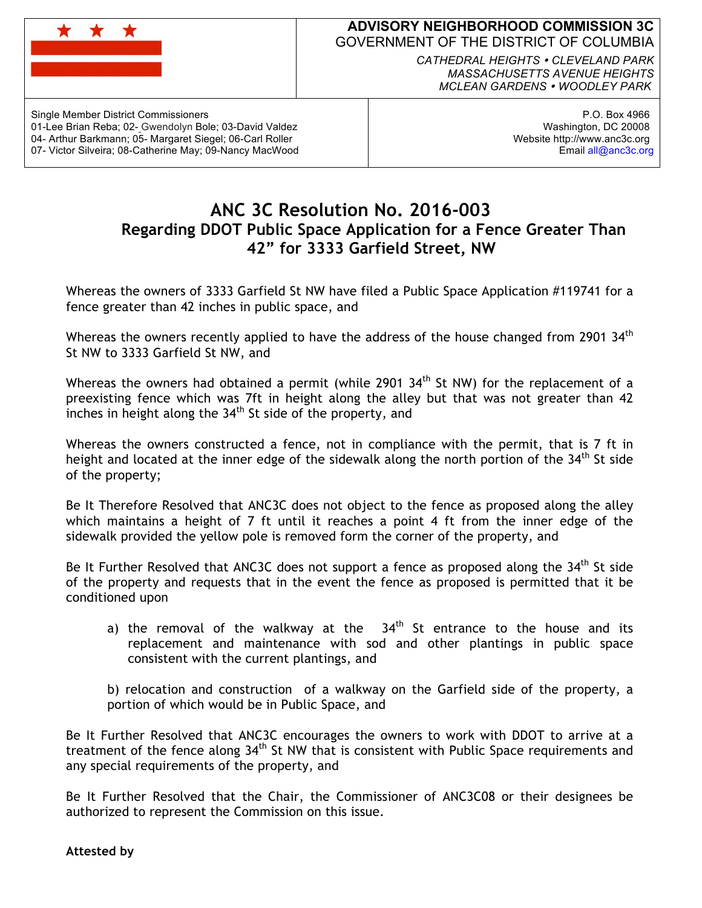**ADVISORY NEIGHBORHOOD COMMISSION 3C**
GOVERNMENT OF THE DISTRICT OF COLUMBIA

*CATHEDRAL HEIGHTS • CLEVELAND PARK*
*MASSACHUSETTS AVENUE HEIGHTS*
*MCLEAN GARDENS • WOODLEY PARK*

Single Member District Commissioners
01-Lee Brian Reba; 02- Gwendolyn Bole; 03-David Valdez
04- Arthur Barkmann; 05- Margaret Siegel; 06-Carl Roller
07- Victor Silveira; 08-Catherine May; 09-Nancy MacWood

P.O. Box 4966
Washington, DC 20008
Website http://www.anc3c.org
Email all@anc3c.org

# ANC 3C Resolution No. 2016-003

## Regarding DDOT Public Space Application for a Fence Greater Than 42" for 3333 Garfield Street, NW

Whereas the owners of 3333 Garfield St NW have filed a Public Space Application #119741 for a fence greater than 42 inches in public space, and

Whereas the owners recently applied to have the address of the house changed from 2901 34th St NW to 3333 Garfield St NW, and

Whereas the owners had obtained a permit (while 2901 34th St NW) for the replacement of a preexisting fence which was 7ft in height along the alley but that was not greater than 42 inches in height along the 34th St side of the property, and

Whereas the owners constructed a fence, not in compliance with the permit, that is 7 ft in height and located at the inner edge of the sidewalk along the north portion of the 34th St side of the property;

Be It Therefore Resolved that ANC3C does not object to the fence as proposed along the alley which maintains a height of 7 ft until it reaches a point 4 ft from the inner edge of the sidewalk provided the yellow pole is removed form the corner of the property, and

Be It Further Resolved that ANC3C does not support a fence as proposed along the 34th St side of the property and requests that in the event the fence as proposed is permitted that it be conditioned upon

a) the removal of the walkway at the 34th St entrance to the house and its replacement and maintenance with sod and other plantings in public space consistent with the current plantings, and

b) relocation and construction of a walkway on the Garfield side of the property, a portion of which would be in Public Space, and

Be It Further Resolved that ANC3C encourages the owners to work with DDOT to arrive at a treatment of the fence along 34th St NW that is consistent with Public Space requirements and any special requirements of the property, and

Be It Further Resolved that the Chair, the Commissioner of ANC3C08 or their designees be authorized to represent the Commission on this issue.

**Attested by**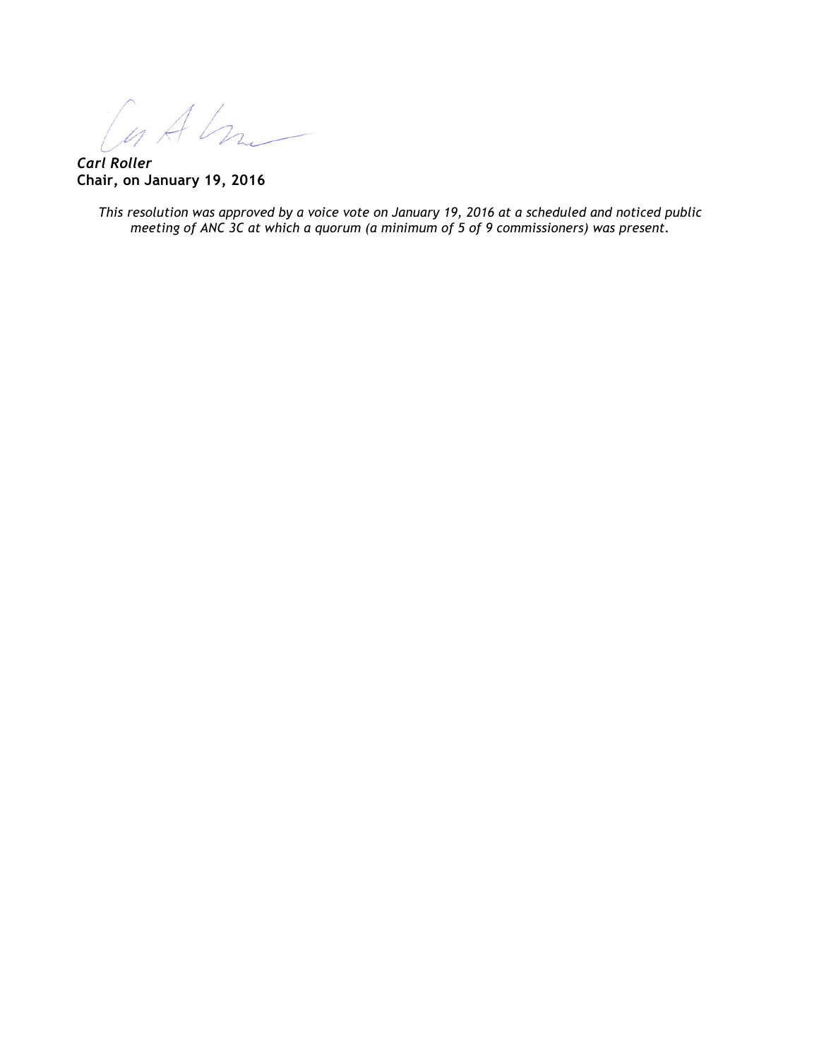***Carl Roller***
**Chair, on January 19, 2016**

*This resolution was approved by a voice vote on January 19, 2016 at a scheduled and noticed public meeting of ANC 3C at which a quorum (a minimum of 5 of 9 commissioners) was present.*